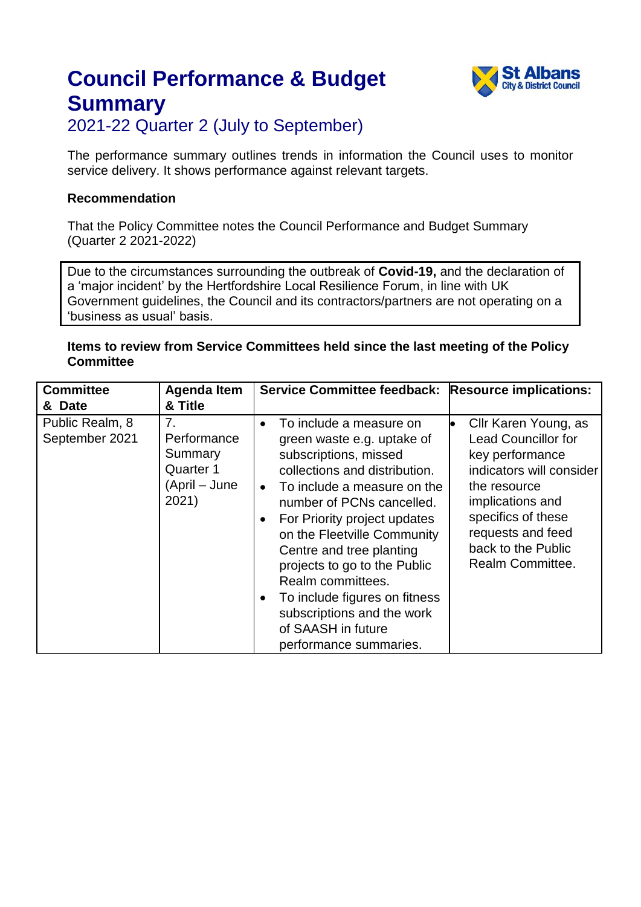# Council Performance & Budget Summary

## 2021-22 Quarter 2 (July to September)

The performance summary outlines trends in information the Council uses to monitor service delivery. It shows performance against relevant targets.

**Recommendation**

That the Policy Committee notes the Council Performance and Budget Summary (Quarter 2 2021-2022)

Due to the circumstances surrounding the outbreak of **Covid-19,** and the declaration of a 'major incident' by the Hertfordshire Local Resilience Forum, in line with UK Government guidelines, the Council and its contractors/partners are not operating on a 'business as usual' basis.

**Items to review from Service Committees held since the last meeting of the Policy Committee**

| Committee & Date | Agenda Item & Title | Service Committee feedback: | Resource implications: |
|---|---|---|---|
| Public Realm, 8 September 2021 | 7. Performance Summary Quarter 1 (April – June 2021) | • To include a measure on green waste e.g. uptake of subscriptions, missed collections and distribution.<br>• To include a measure on the number of PCNs cancelled.<br>• For Priority project updates on the Fleetville Community Centre and tree planting projects to go to the Public Realm committees.<br>• To include figures on fitness subscriptions and the work of SAASH in future performance summaries. | • Cllr Karen Young, as Lead Councillor for key performance indicators will consider the resource implications and specifics of these requests and feed back to the Public Realm Committee. |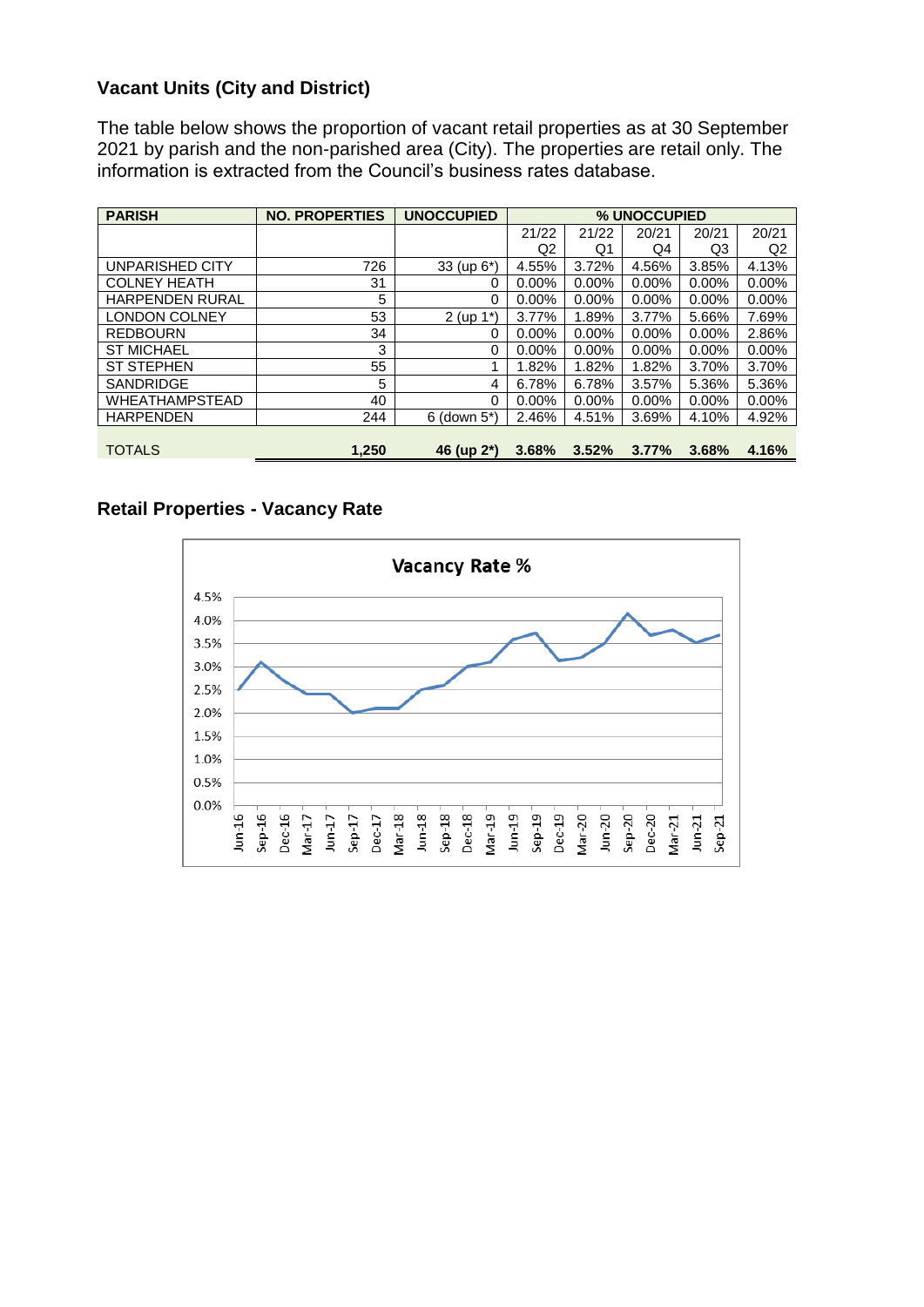## Vacant Units (City and District)

The table below shows the proportion of vacant retail properties as at 30 September 2021 by parish and the non-parished area (City). The properties are retail only. The information is extracted from the Council's business rates database.

| PARISH | NO. PROPERTIES | UNOCCUPIED | % UNOCCUPIED | | | | |
|---|---|---|---|---|---|---|---|
| | | | 21/22 Q2 | 21/22 Q1 | 20/21 Q4 | 20/21 Q3 | 20/21 Q2 |
| UNPARISHED CITY | 726 | 33 (up 6*) | 4.55% | 3.72% | 4.56% | 3.85% | 4.13% |
| COLNEY HEATH | 31 | 0 | 0.00% | 0.00% | 0.00% | 0.00% | 0.00% |
| HARPENDEN RURAL | 5 | 0 | 0.00% | 0.00% | 0.00% | 0.00% | 0.00% |
| LONDON COLNEY | 53 | 2 (up 1*) | 3.77% | 1.89% | 3.77% | 5.66% | 7.69% |
| REDBOURN | 34 | 0 | 0.00% | 0.00% | 0.00% | 0.00% | 2.86% |
| ST MICHAEL | 3 | 0 | 0.00% | 0.00% | 0.00% | 0.00% | 0.00% |
| ST STEPHEN | 55 | 1 | 1.82% | 1.82% | 1.82% | 3.70% | 3.70% |
| SANDRIDGE | 5 | 4 | 6.78% | 6.78% | 3.57% | 5.36% | 5.36% |
| WHEATHAMPSTEAD | 40 | 0 | 0.00% | 0.00% | 0.00% | 0.00% | 0.00% |
| HARPENDEN | 244 | 6 (down 5*) | 2.46% | 4.51% | 3.69% | 4.10% | 4.92% |
| **TOTALS** | **1,250** | **46 (up 2*)** | **3.68%** | **3.52%** | **3.77%** | **3.68%** | **4.16%** |

## Retail Properties - Vacancy Rate

Vacancy Rate %

| Date | Jun-16 | Sep-16 | Dec-16 | Mar-17 | Jun-17 | Sep-17 | Dec-17 | Mar-18 | Jun-18 | Sep-18 | Dec-18 | Mar-19 | Jun-19 | Sep-19 | Dec-19 | Mar-20 | Jun-20 | Sep-20 | Dec-20 | Mar-21 | Jun-21 | Sep-21 |
|---|---|---|---|---|---|---|---|---|---|---|---|---|---|---|---|---|---|---|---|---|---|---|
| Vacancy Rate % (approx.) | 2.5 | 3.1 | 2.7 | 2.4 | 2.4 | 2.0 | 2.1 | 2.1 | 2.5 | 2.6 | 3.0 | 3.1 | 3.6 | 3.7 | 3.1 | 3.2 | 3.5 | 4.2 | 3.7 | 3.8 | 3.5 | 3.7 |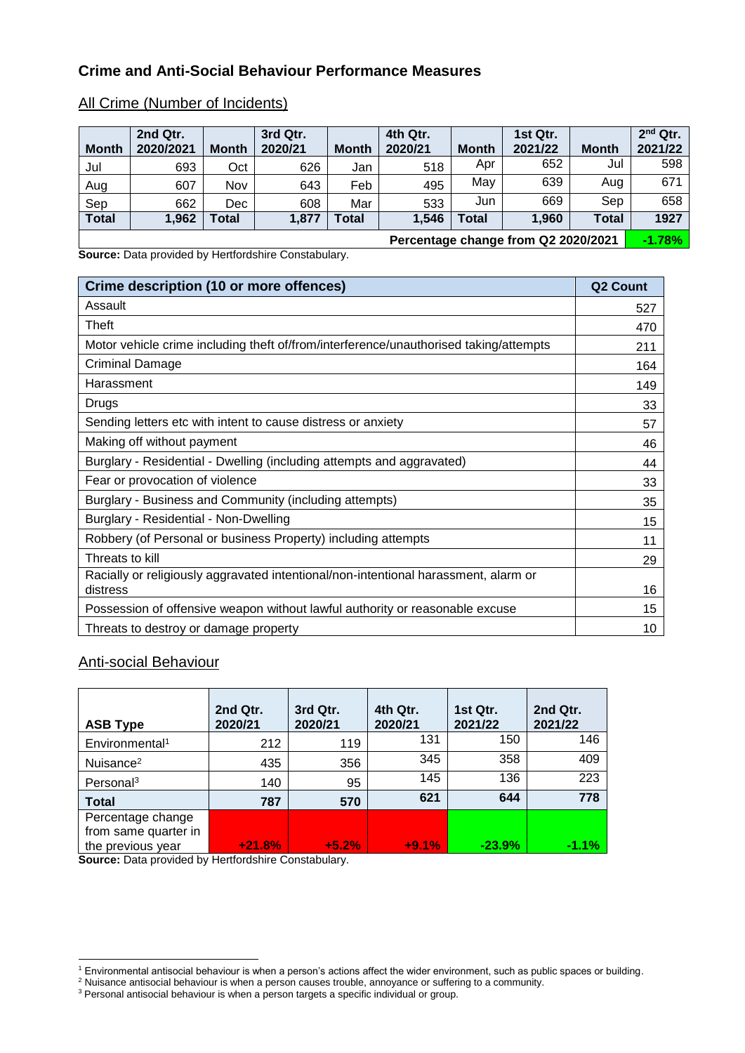## Crime and Anti-Social Behaviour Performance Measures

### All Crime (Number of Incidents)

| Month | 2nd Qtr. 2020/2021 | Month | 3rd Qtr. 2020/21 | Month | 4th Qtr. 2020/21 | Month | 1st Qtr. 2021/22 | Month | 2nd Qtr. 2021/22 |
|---|---|---|---|---|---|---|---|---|---|
| Jul | 693 | Oct | 626 | Jan | 518 | Apr | 652 | Jul | 598 |
| Aug | 607 | Nov | 643 | Feb | 495 | May | 639 | Aug | 671 |
| Sep | 662 | Dec | 608 | Mar | 533 | Jun | 669 | Sep | 658 |
| **Total** | **1,962** | **Total** | **1,877** | **Total** | **1,546** | **Total** | **1,960** | **Total** | **1927** |
| **Percentage change from Q2 2020/2021** | | | | | | | | | **-1.78%** |

**Source:** Data provided by Hertfordshire Constabulary.

| Crime description (10 or more offences) | Q2 Count |
|---|---|
| Assault | 527 |
| Theft | 470 |
| Motor vehicle crime including theft of/from/interference/unauthorised taking/attempts | 211 |
| Criminal Damage | 164 |
| Harassment | 149 |
| Drugs | 33 |
| Sending letters etc with intent to cause distress or anxiety | 57 |
| Making off without payment | 46 |
| Burglary - Residential - Dwelling (including attempts and aggravated) | 44 |
| Fear or provocation of violence | 33 |
| Burglary - Business and Community (including attempts) | 35 |
| Burglary - Residential - Non-Dwelling | 15 |
| Robbery (of Personal or business Property) including attempts | 11 |
| Threats to kill | 29 |
| Racially or religiously aggravated intentional/non-intentional harassment, alarm or distress | 16 |
| Possession of offensive weapon without lawful authority or reasonable excuse | 15 |
| Threats to destroy or damage property | 10 |

### Anti-social Behaviour

| ASB Type | 2nd Qtr. 2020/21 | 3rd Qtr. 2020/21 | 4th Qtr. 2020/21 | 1st Qtr. 2021/22 | 2nd Qtr. 2021/22 |
|---|---|---|---|---|---|
| Environmental[1] | 212 | 119 | 131 | 150 | 146 |
| Nuisance[2] | 435 | 356 | 345 | 358 | 409 |
| Personal[3] | 140 | 95 | 145 | 136 | 223 |
| **Total** | **787** | **570** | **621** | **644** | **778** |
| Percentage change from same quarter in the previous year | **+21.8%** | **+5.2%** | **+9.1%** | **-23.9%** | **-1.1%** |

**Source:** Data provided by Hertfordshire Constabulary.

[1] Environmental antisocial behaviour is when a person's actions affect the wider environment, such as public spaces or building.
[2] Nuisance antisocial behaviour is when a person causes trouble, annoyance or suffering to a community.
[3] Personal antisocial behaviour is when a person targets a specific individual or group.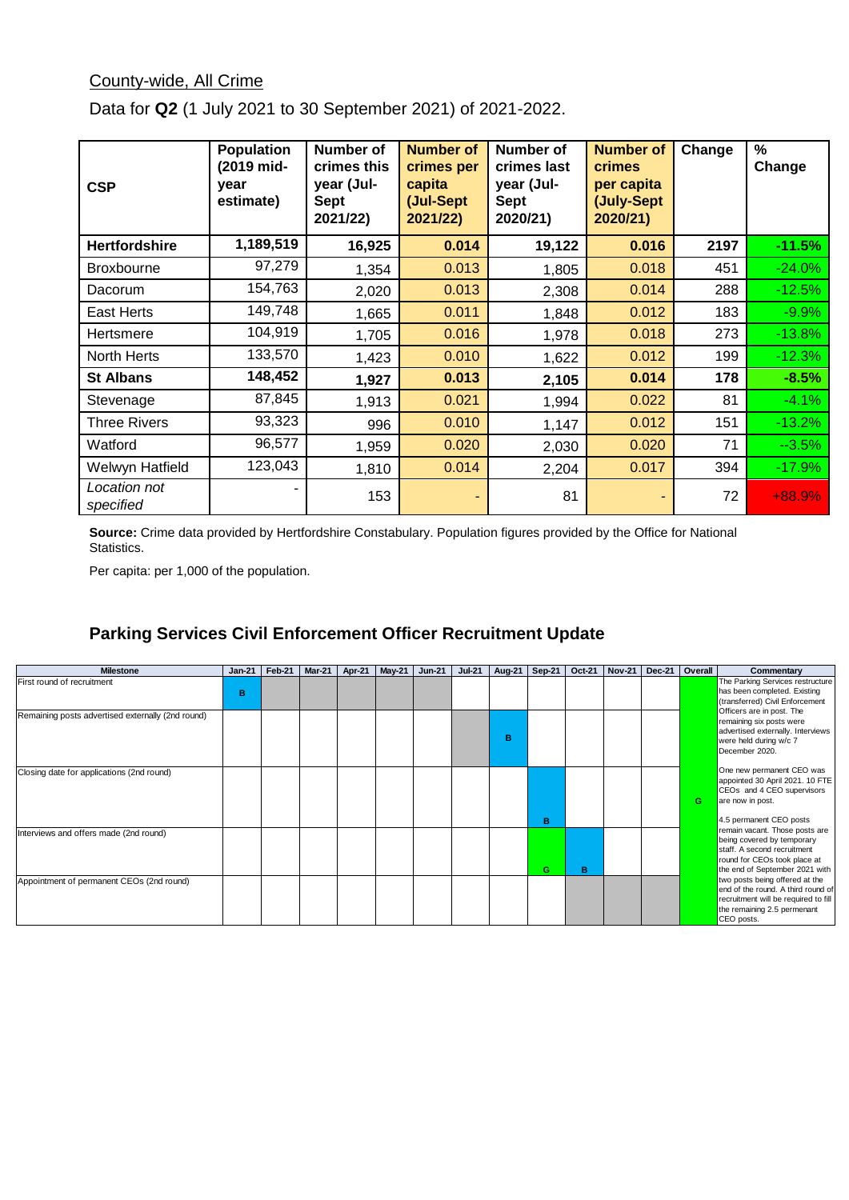County-wide, All Crime

Data for **Q2** (1 July 2021 to 30 September 2021) of 2021-2022.

| CSP | Population (2019 mid-year estimate) | Number of crimes this year (Jul-Sept 2021/22) | Number of crimes per capita (Jul-Sept 2021/22) | Number of crimes last year (Jul-Sept 2020/21) | Number of crimes per capita (July-Sept 2020/21) | Change | % Change |
|---|---|---|---|---|---|---|---|
| **Hertfordshire** | **1,189,519** | **16,925** | **0.014** | **19,122** | **0.016** | **2197** | **-11.5%** |
| Broxbourne | 97,279 | 1,354 | 0.013 | 1,805 | 0.018 | 451 | -24.0% |
| Dacorum | 154,763 | 2,020 | 0.013 | 2,308 | 0.014 | 288 | -12.5% |
| East Herts | 149,748 | 1,665 | 0.011 | 1,848 | 0.012 | 183 | -9.9% |
| Hertsmere | 104,919 | 1,705 | 0.016 | 1,978 | 0.018 | 273 | -13.8% |
| North Herts | 133,570 | 1,423 | 0.010 | 1,622 | 0.012 | 199 | -12.3% |
| **St Albans** | **148,452** | **1,927** | **0.013** | **2,105** | **0.014** | **178** | **-8.5%** |
| Stevenage | 87,845 | 1,913 | 0.021 | 1,994 | 0.022 | 81 | -4.1% |
| Three Rivers | 93,323 | 996 | 0.010 | 1,147 | 0.012 | 151 | -13.2% |
| Watford | 96,577 | 1,959 | 0.020 | 2,030 | 0.020 | 71 | --3.5% |
| Welwyn Hatfield | 123,043 | 1,810 | 0.014 | 2,204 | 0.017 | 394 | -17.9% |
| *Location not specified* | - | 153 | - | 81 | - | 72 | +88.9% |

**Source:** Crime data provided by Hertfordshire Constabulary. Population figures provided by the Office for National Statistics.

Per capita: per 1,000 of the population.

## Parking Services Civil Enforcement Officer Recruitment Update

| Milestone | Jan-21 | Feb-21 | Mar-21 | Apr-21 | May-21 | Jun-21 | Jul-21 | Aug-21 | Sep-21 | Oct-21 | Nov-21 | Dec-21 | Overall | Commentary |
|---|---|---|---|---|---|---|---|---|---|---|---|---|---|---|
| First round of recruitment | B | | | | | | | | | | | | G | The Parking Services restructure has been completed. Existing (transferred) Civil Enforcement Officers are in post. The remaining six posts were advertised externally. Interviews were held during w/c 7 December 2020. One new permanent CEO was appointed 30 April 2021. 10 FTE CEOs and 4 CEO supervisors are now in post. 4.5 permanent CEO posts remain vacant. Those posts are being covered by temporary staff. A second recruitment round for CEOs took place at the end of September 2021 with two posts being offered at the end of the round. A third round of recruitment will be required to fill the remaining 2.5 permenant CEO posts. |
| Remaining posts advertised externally (2nd round) | | | | | | | | B | | | | | | |
| Closing date for applications (2nd round) | | | | | | | | | B | | | | | |
| Interviews and offers made (2nd round) | | | | | | | | | G | B | | | | |
| Appointment of permanent CEOs (2nd round) | | | | | | | | | | | | | | |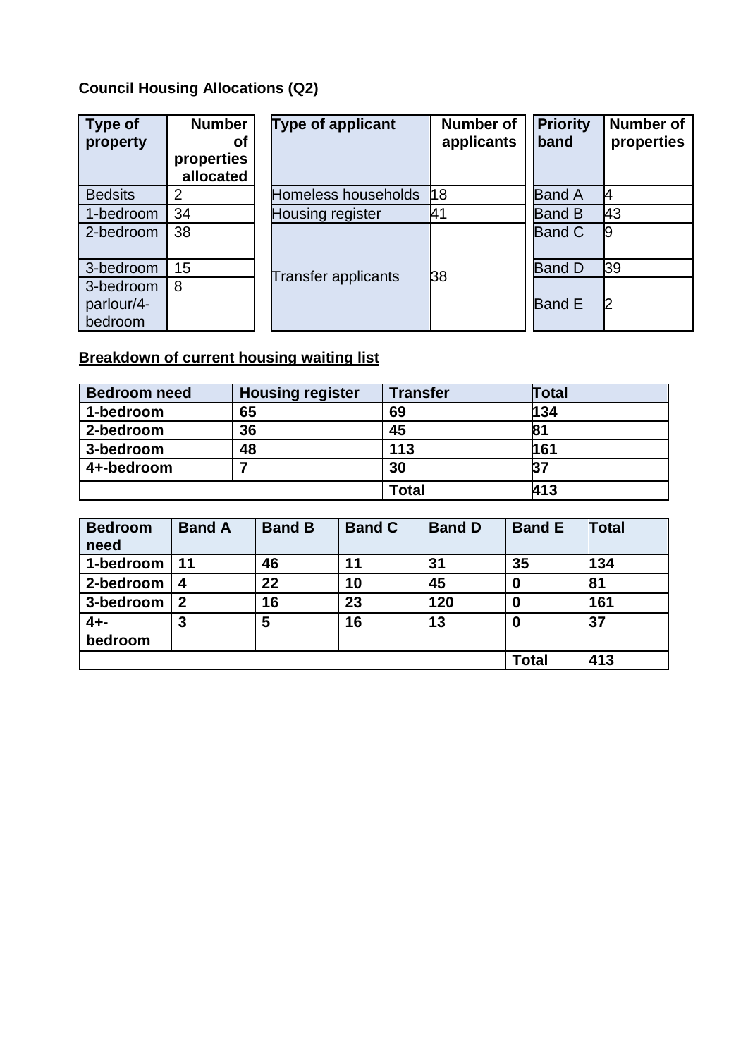**Council Housing Allocations (Q2)**

| Type of property | Number of properties allocated |
|---|---|
| Bedsits | 2 |
| 1-bedroom | 34 |
| 2-bedroom | 38 |
| 3-bedroom | 15 |
| 3-bedroom parlour/4-bedroom | 8 |

| Type of applicant | Number of applicants |
|---|---|
| Homeless households | 18 |
| Housing register | 41 |
| Transfer applicants | 38 |

| Priority band | Number of properties |
|---|---|
| Band A | 4 |
| Band B | 43 |
| Band C | 9 |
| Band D | 39 |
| Band E | 2 |

**Breakdown of current housing waiting list**

| Bedroom need | Housing register | Transfer | Total |
|---|---|---|---|
| 1-bedroom | 65 | 69 | 134 |
| 2-bedroom | 36 | 45 | 81 |
| 3-bedroom | 48 | 113 | 161 |
| 4+-bedroom | 7 | 30 | 37 |
| | | Total | 413 |

| Bedroom need | Band A | Band B | Band C | Band D | Band E | Total |
|---|---|---|---|---|---|---|
| 1-bedroom | 11 | 46 | 11 | 31 | 35 | 134 |
| 2-bedroom | 4 | 22 | 10 | 45 | 0 | 81 |
| 3-bedroom | 2 | 16 | 23 | 120 | 0 | 161 |
| 4+-bedroom | 3 | 5 | 16 | 13 | 0 | 37 |
| | | | | | Total | 413 |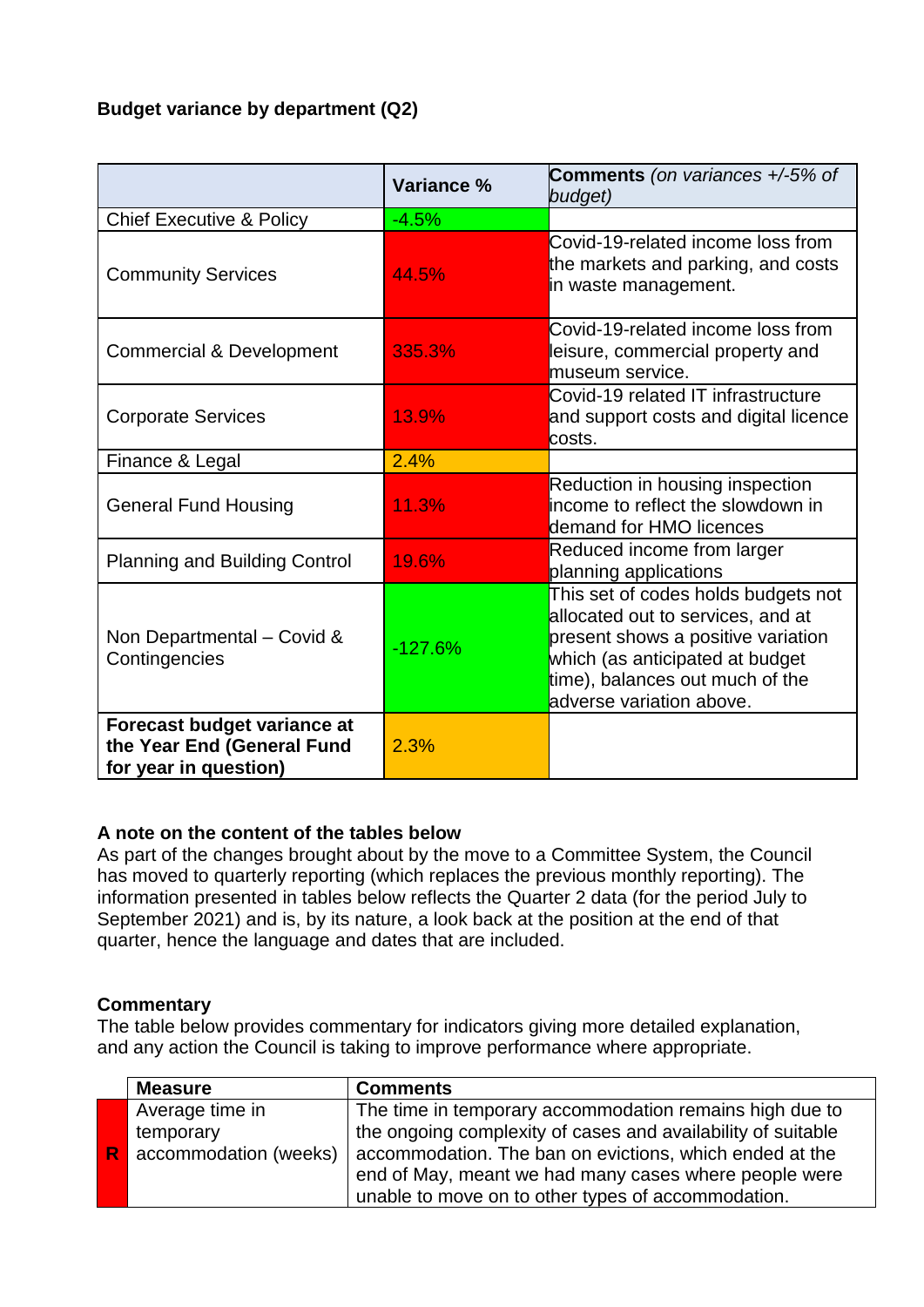**Budget variance by department (Q2)**

| | Variance % | **Comments** *(on variances +/-5% of budget)* |
|---|---|---|
| Chief Executive & Policy | -4.5% | |
| Community Services | 44.5% | Covid-19-related income loss from the markets and parking, and costs in waste management. |
| Commercial & Development | 335.3% | Covid-19-related income loss from leisure, commercial property and museum service. |
| Corporate Services | 13.9% | Covid-19 related IT infrastructure and support costs and digital licence costs. |
| Finance & Legal | 2.4% | |
| General Fund Housing | 11.3% | Reduction in housing inspection income to reflect the slowdown in demand for HMO licences |
| Planning and Building Control | 19.6% | Reduced income from larger planning applications |
| Non Departmental – Covid & Contingencies | -127.6% | This set of codes holds budgets not allocated out to services, and at present shows a positive variation which (as anticipated at budget time), balances out much of the adverse variation above. |
| **Forecast budget variance at the Year End (General Fund for year in question)** | 2.3% | |

**A note on the content of the tables below**

As part of the changes brought about by the move to a Committee System, the Council has moved to quarterly reporting (which replaces the previous monthly reporting). The information presented in tables below reflects the Quarter 2 data (for the period July to September 2021) and is, by its nature, a look back at the position at the end of that quarter, hence the language and dates that are included.

**Commentary**

The table below provides commentary for indicators giving more detailed explanation, and any action the Council is taking to improve performance where appropriate.

| | **Measure** | **Comments** |
|---|---|---|
| R | Average time in temporary accommodation (weeks) | The time in temporary accommodation remains high due to the ongoing complexity of cases and availability of suitable accommodation. The ban on evictions, which ended at the end of May, meant we had many cases where people were unable to move on to other types of accommodation. |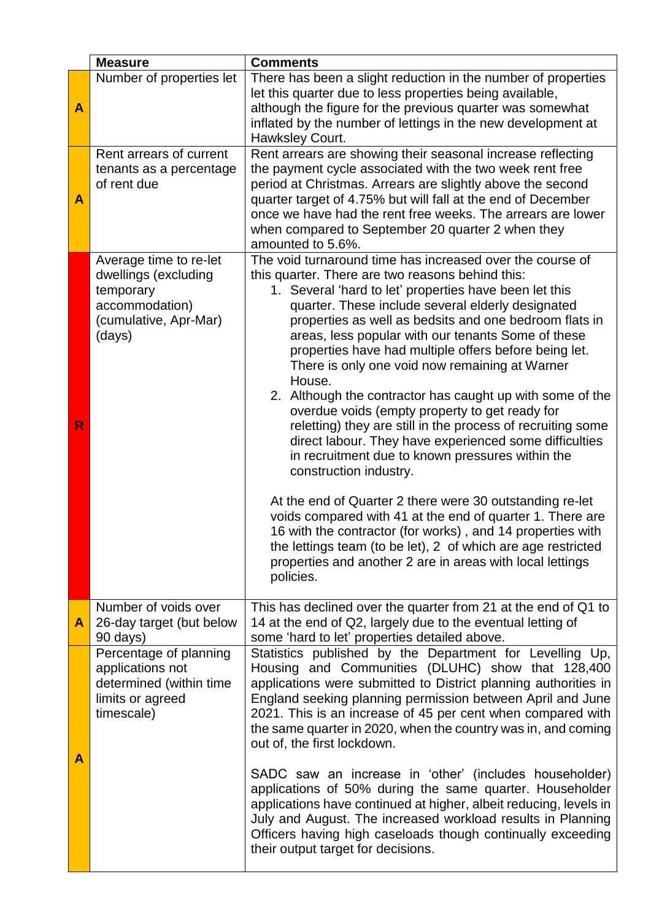| | Measure | Comments |
|---|---|---|
| A | Number of properties let | There has been a slight reduction in the number of properties let this quarter due to less properties being available, although the figure for the previous quarter was somewhat inflated by the number of lettings in the new development at Hawksley Court. |
| A | Rent arrears of current tenants as a percentage of rent due | Rent arrears are showing their seasonal increase reflecting the payment cycle associated with the two week rent free period at Christmas. Arrears are slightly above the second quarter target of 4.75% but will fall at the end of December once we have had the rent free weeks. The arrears are lower when compared to September 20 quarter 2 when they amounted to 5.6%. |
| R | Average time to re-let dwellings (excluding temporary accommodation) (cumulative, Apr-Mar) (days) | The void turnaround time has increased over the course of this quarter. There are two reasons behind this:<br>1. Several 'hard to let' properties have been let this quarter. These include several elderly designated properties as well as bedsits and one bedroom flats in areas, less popular with our tenants Some of these properties have had multiple offers before being let. There is only one void now remaining at Warner House.<br>2. Although the contractor has caught up with some of the overdue voids (empty property to get ready for reletting) they are still in the process of recruiting some direct labour. They have experienced some difficulties in recruitment due to known pressures within the construction industry.<br><br>At the end of Quarter 2 there were 30 outstanding re-let voids compared with 41 at the end of quarter 1. There are 16 with the contractor (for works) , and 14 properties with the lettings team (to be let), 2 of which are age restricted properties and another 2 are in areas with local lettings policies. |
| A | Number of voids over 26-day target (but below 90 days) | This has declined over the quarter from 21 at the end of Q1 to 14 at the end of Q2, largely due to the eventual letting of some 'hard to let' properties detailed above. |
| A | Percentage of planning applications not determined (within time limits or agreed timescale) | Statistics published by the Department for Levelling Up, Housing and Communities (DLUHC) show that 128,400 applications were submitted to District planning authorities in England seeking planning permission between April and June 2021. This is an increase of 45 per cent when compared with the same quarter in 2020, when the country was in, and coming out of, the first lockdown.<br><br>SADC saw an increase in 'other' (includes householder) applications of 50% during the same quarter. Householder applications have continued at higher, albeit reducing, levels in July and August. The increased workload results in Planning Officers having high caseloads though continually exceeding their output target for decisions. |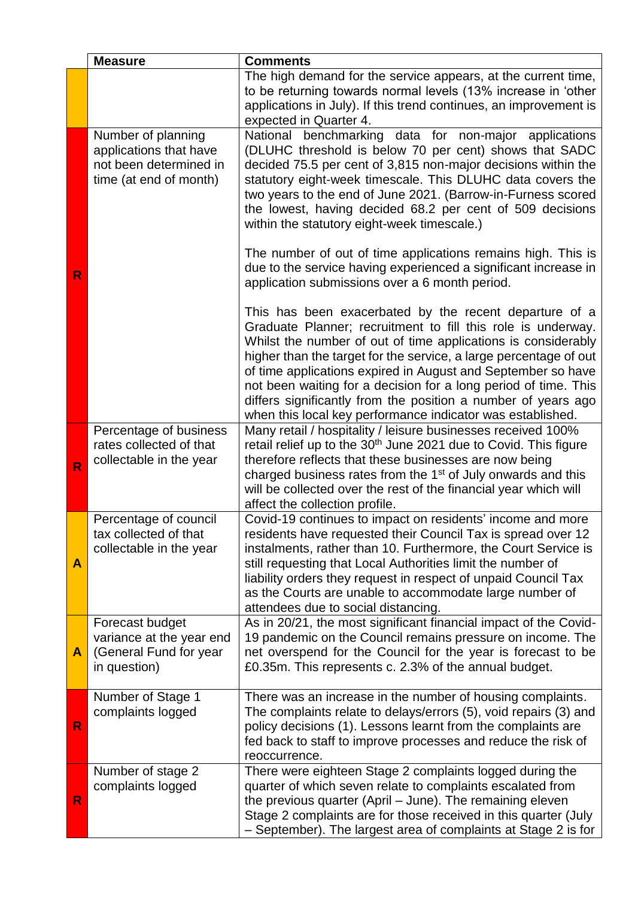| | Measure | Comments |
|---|---|---|
| | | The high demand for the service appears, at the current time, to be returning towards normal levels (13% increase in 'other applications in July). If this trend continues, an improvement is expected in Quarter 4. |
| R | Number of planning applications that have not been determined in time (at end of month) | National benchmarking data for non-major applications (DLUHC threshold is below 70 per cent) shows that SADC decided 75.5 per cent of 3,815 non-major decisions within the statutory eight-week timescale. This DLUHC data covers the two years to the end of June 2021. (Barrow-in-Furness scored the lowest, having decided 68.2 per cent of 509 decisions within the statutory eight-week timescale.)<br><br>The number of out of time applications remains high. This is due to the service having experienced a significant increase in application submissions over a 6 month period.<br><br>This has been exacerbated by the recent departure of a Graduate Planner; recruitment to fill this role is underway. Whilst the number of out of time applications is considerably higher than the target for the service, a large percentage of out of time applications expired in August and September so have not been waiting for a decision for a long period of time. This differs significantly from the position a number of years ago when this local key performance indicator was established. |
| R | Percentage of business rates collected of that collectable in the year | Many retail / hospitality / leisure businesses received 100% retail relief up to the 30th June 2021 due to Covid. This figure therefore reflects that these businesses are now being charged business rates from the 1st of July onwards and this will be collected over the rest of the financial year which will affect the collection profile. |
| A | Percentage of council tax collected of that collectable in the year | Covid-19 continues to impact on residents' income and more residents have requested their Council Tax is spread over 12 instalments, rather than 10. Furthermore, the Court Service is still requesting that Local Authorities limit the number of liability orders they request in respect of unpaid Council Tax as the Courts are unable to accommodate large number of attendees due to social distancing. |
| A | Forecast budget variance at the year end (General Fund for year in question) | As in 20/21, the most significant financial impact of the Covid-19 pandemic on the Council remains pressure on income. The net overspend for the Council for the year is forecast to be £0.35m. This represents c. 2.3% of the annual budget. |
| R | Number of Stage 1 complaints logged | There was an increase in the number of housing complaints. The complaints relate to delays/errors (5), void repairs (3) and policy decisions (1). Lessons learnt from the complaints are fed back to staff to improve processes and reduce the risk of reoccurrence. |
| R | Number of stage 2 complaints logged | There were eighteen Stage 2 complaints logged during the quarter of which seven relate to complaints escalated from the previous quarter (April – June). The remaining eleven Stage 2 complaints are for those received in this quarter (July – September). The largest area of complaints at Stage 2 is for |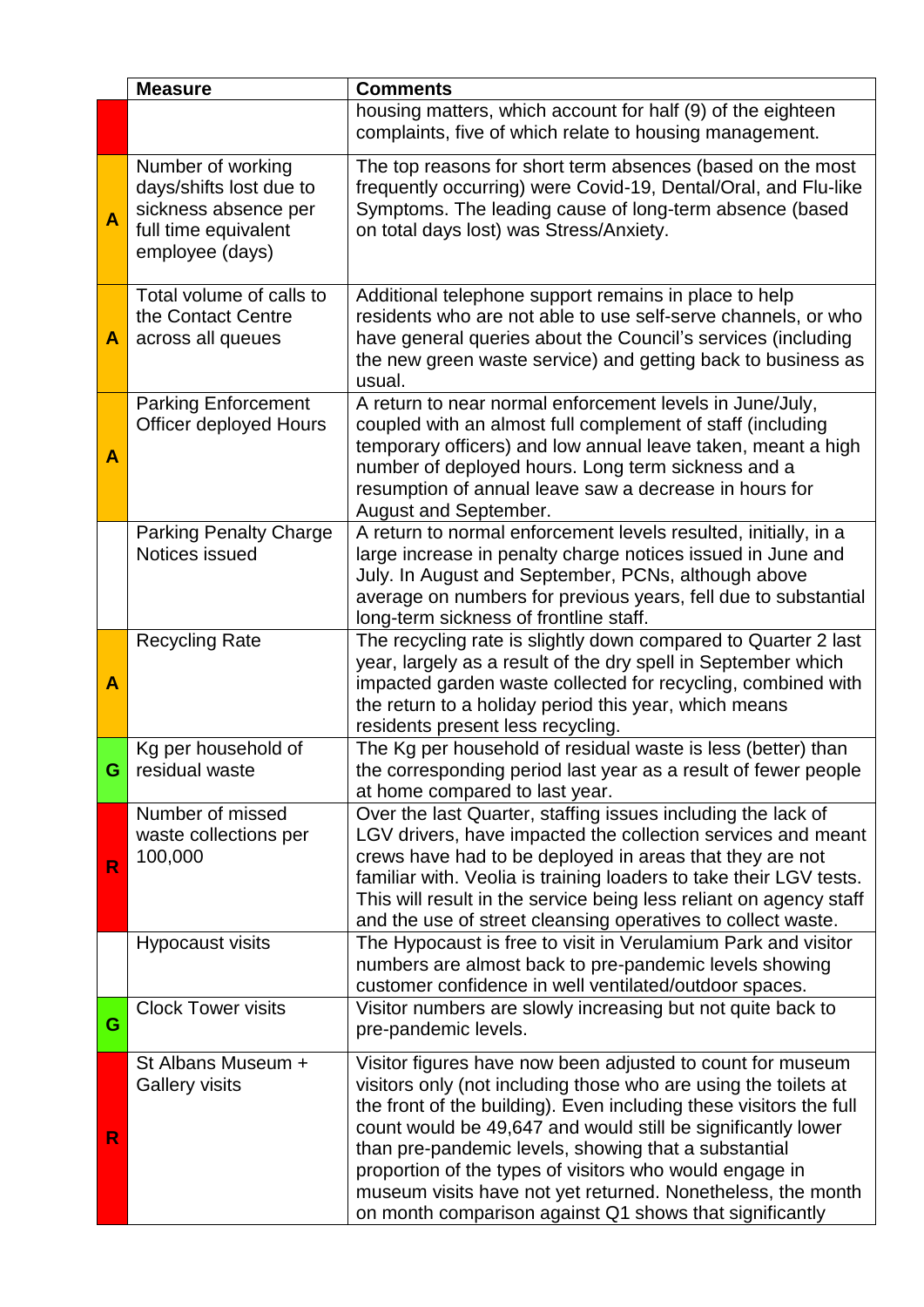| | Measure | Comments |
|---|---|---|
| | | housing matters, which account for half (9) of the eighteen complaints, five of which relate to housing management. |
| A | Number of working days/shifts lost due to sickness absence per full time equivalent employee (days) | The top reasons for short term absences (based on the most frequently occurring) were Covid-19, Dental/Oral, and Flu-like Symptoms. The leading cause of long-term absence (based on total days lost) was Stress/Anxiety. |
| A | Total volume of calls to the Contact Centre across all queues | Additional telephone support remains in place to help residents who are not able to use self-serve channels, or who have general queries about the Council's services (including the new green waste service) and getting back to business as usual. |
| A | Parking Enforcement Officer deployed Hours | A return to near normal enforcement levels in June/July, coupled with an almost full complement of staff (including temporary officers) and low annual leave taken, meant a high number of deployed hours. Long term sickness and a resumption of annual leave saw a decrease in hours for August and September. |
| | Parking Penalty Charge Notices issued | A return to normal enforcement levels resulted, initially, in a large increase in penalty charge notices issued in June and July. In August and September, PCNs, although above average on numbers for previous years, fell due to substantial long-term sickness of frontline staff. |
| A | Recycling Rate | The recycling rate is slightly down compared to Quarter 2 last year, largely as a result of the dry spell in September which impacted garden waste collected for recycling, combined with the return to a holiday period this year, which means residents present less recycling. |
| G | Kg per household of residual waste | The Kg per household of residual waste is less (better) than the corresponding period last year as a result of fewer people at home compared to last year. |
| R | Number of missed waste collections per 100,000 | Over the last Quarter, staffing issues including the lack of LGV drivers, have impacted the collection services and meant crews have had to be deployed in areas that they are not familiar with. Veolia is training loaders to take their LGV tests. This will result in the service being less reliant on agency staff and the use of street cleansing operatives to collect waste. |
| | Hypocaust visits | The Hypocaust is free to visit in Verulamium Park and visitor numbers are almost back to pre-pandemic levels showing customer confidence in well ventilated/outdoor spaces. |
| G | Clock Tower visits | Visitor numbers are slowly increasing but not quite back to pre-pandemic levels. |
| R | St Albans Museum + Gallery visits | Visitor figures have now been adjusted to count for museum visitors only (not including those who are using the toilets at the front of the building). Even including these visitors the full count would be 49,647 and would still be significantly lower than pre-pandemic levels, showing that a substantial proportion of the types of visitors who would engage in museum visits have not yet returned. Nonetheless, the month on month comparison against Q1 shows that significantly |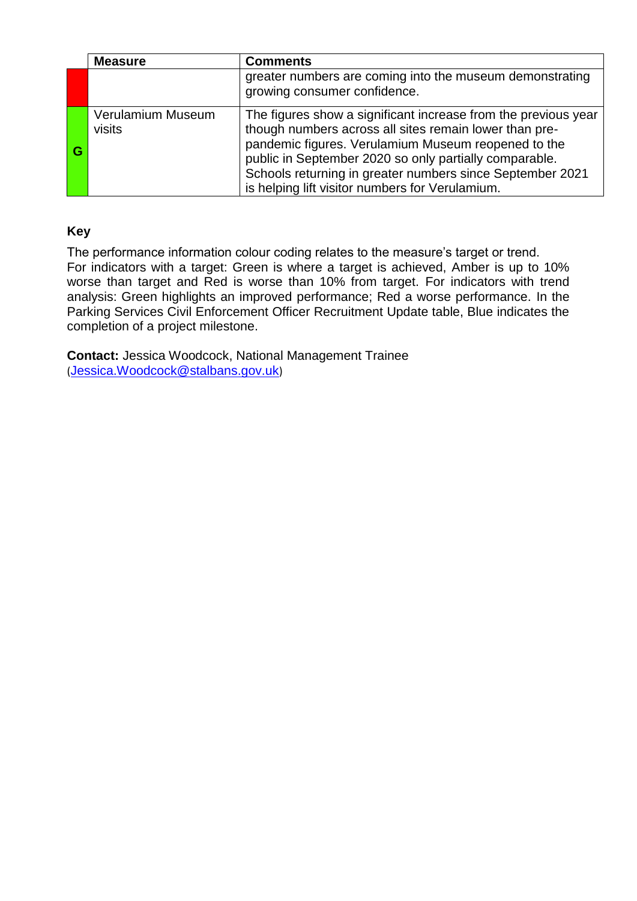| | Measure | Comments |
|---|---|---|
| | | greater numbers are coming into the museum demonstrating growing consumer confidence. |
| G | Verulamium Museum visits | The figures show a significant increase from the previous year though numbers across all sites remain lower than pre-pandemic figures. Verulamium Museum reopened to the public in September 2020 so only partially comparable. Schools returning in greater numbers since September 2021 is helping lift visitor numbers for Verulamium. |

**Key**

The performance information colour coding relates to the measure's target or trend. For indicators with a target: Green is where a target is achieved, Amber is up to 10% worse than target and Red is worse than 10% from target. For indicators with trend analysis: Green highlights an improved performance; Red a worse performance. In the Parking Services Civil Enforcement Officer Recruitment Update table, Blue indicates the completion of a project milestone.

**Contact:** Jessica Woodcock, National Management Trainee (Jessica.Woodcock@stalbans.gov.uk)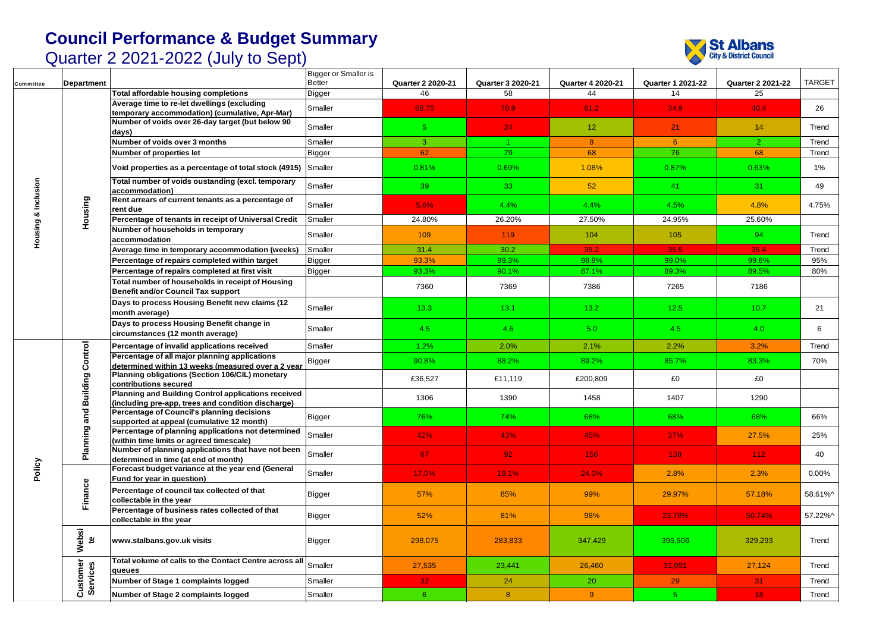# Council Performance & Budget Summary

## Quarter 2 2021-2022 (July to Sept)

St Albans City & District Council

| Committee | Department | | Bigger or Smaller is Better | Quarter 2 2020-21 | Quarter 3 2020-21 | Quarter 4 2020-21 | Quarter 1 2021-22 | Quarter 2 2021-22 | TARGET |
|---|---|---|---|---|---|---|---|---|---|
| Housing & Inclusion | Housing | Total affordable housing completions | Bigger | 46 | 58 | 44 | 14 | 25 | |
| | | Average time to re-let dwellings (excluding temporary accommodation) (cumulative, Apr-Mar) | Smaller | 88.75 | 78.9 | 61.2 | 34.9 | 40.4 | 26 |
| | | Number of voids over 26-day target (but below 90 days) | Smaller | 5 | 24 | 12 | 21 | 14 | Trend |
| | | Number of voids over 3 months | Smaller | 3 | 1 | 8 | 6 | 2 | Trend |
| | | Number of properties let | Bigger | 62 | 79 | 68 | 76 | 68 | Trend |
| | | Void properties as a percentage of total stock (4915) | Smaller | 0.81% | 0.69% | 1.08% | 0.87% | 0.63% | 1% |
| | | Total number of voids oustanding (excl. temporary accommodation) | Smaller | 39 | 33 | 52 | 41 | 31 | 49 |
| | | Rent arrears of current tenants as a percentage of rent due | Smaller | 5.6% | 4.4% | 4.4% | 4.5% | 4.8% | 4.75% |
| | | Percentage of tenants in receipt of Universal Credit | Smaller | 24.80% | 26.20% | 27.50% | 24.95% | 25.60% | |
| | | Number of households in temporary accommodation | Smaller | 109 | 119 | 104 | 105 | 94 | Trend |
| | | Average time in temporary accommodation (weeks) | Smaller | 31.4 | 30.2 | 35.2 | 35.5 | 35.4 | Trend |
| | | Percentage of repairs completed within target | Bigger | 93.3% | 99.3% | 98.8% | 99.0% | 99.6% | 95% |
| | | Percentage of repairs completed at first visit | Bigger | 93.3% | 90.1% | 87.1% | 89.3% | 89.5% | 80% |
| | | Total number of households in receipt of Housing Benefit and/or Council Tax support | | 7360 | 7369 | 7386 | 7265 | 7186 | |
| | | Days to process Housing Benefit new claims (12 month average) | Smaller | 13.3 | 13.1 | 13.2 | 12.5 | 10.7 | 21 |
| | | Days to process Housing Benefit change in circumstances (12 month average) | Smaller | 4.5 | 4.6 | 5.0 | 4.5 | 4.0 | 6 |
| Policy | Planning and Building Control | Percentage of invalid applications received | Smaller | 1.2% | 2.0% | 2.1% | 2.2% | 3.2% | Trend |
| | | Percentage of all major planning applications determined within 13 weeks (measured over a 2 year | Bigger | 90.8% | 88.2% | 89.2% | 85.7% | 83.3% | 70% |
| | | Planning obligations (Section 106/CIL) monetary contributions secured | | £36,527 | £11,119 | £200,809 | £0 | £0 | |
| | | Planning and Building Control applications received (including pre-app, trees and condition discharge) | | 1306 | 1390 | 1458 | 1407 | 1290 | |
| | | Percentage of Council's planning decisions supported at appeal (cumulative 12 month) | Bigger | 76% | 74% | 68% | 68% | 68% | 66% |
| | | Percentage of planning applications not determined (within time limits or agreed timescale) | Smaller | 42% | 43% | 45% | 37% | 27.5% | 25% |
| | | Number of planning applications that have not been determined in time (at end of month) | Smaller | 67 | 92 | 156 | 138 | 112 | 40 |
| | Finance | Forecast budget variance at the year end (General Fund for year in question) | Smaller | 17.0% | 19.1% | 24.0% | 2.8% | 2.3% | 0.00% |
| | | Percentage of council tax collected of that collectable in the year | Bigger | 57% | 85% | 99% | 29.97% | 57.18% | 58.61%^ |
| | | Percentage of business rates collected of that collectable in the year | Bigger | 52% | 81% | 98% | 23.78% | 50.74% | 57.22%^ |
| | Website | www.stalbans.gov.uk visits | Bigger | 298,075 | 283,833 | 347,429 | 395,506 | 329,293 | Trend |
| | Customer Services | Total volume of calls to the Contact Centre across all queues | Smaller | 27,535 | 23,441 | 26,460 | 31,091 | 27,124 | Trend |
| | | Number of Stage 1 complaints logged | Smaller | 32 | 24 | 20 | 29 | 31 | Trend |
| | | Number of Stage 2 complaints logged | Smaller | 6 | 8 | 9 | 5 | 18 | Trend |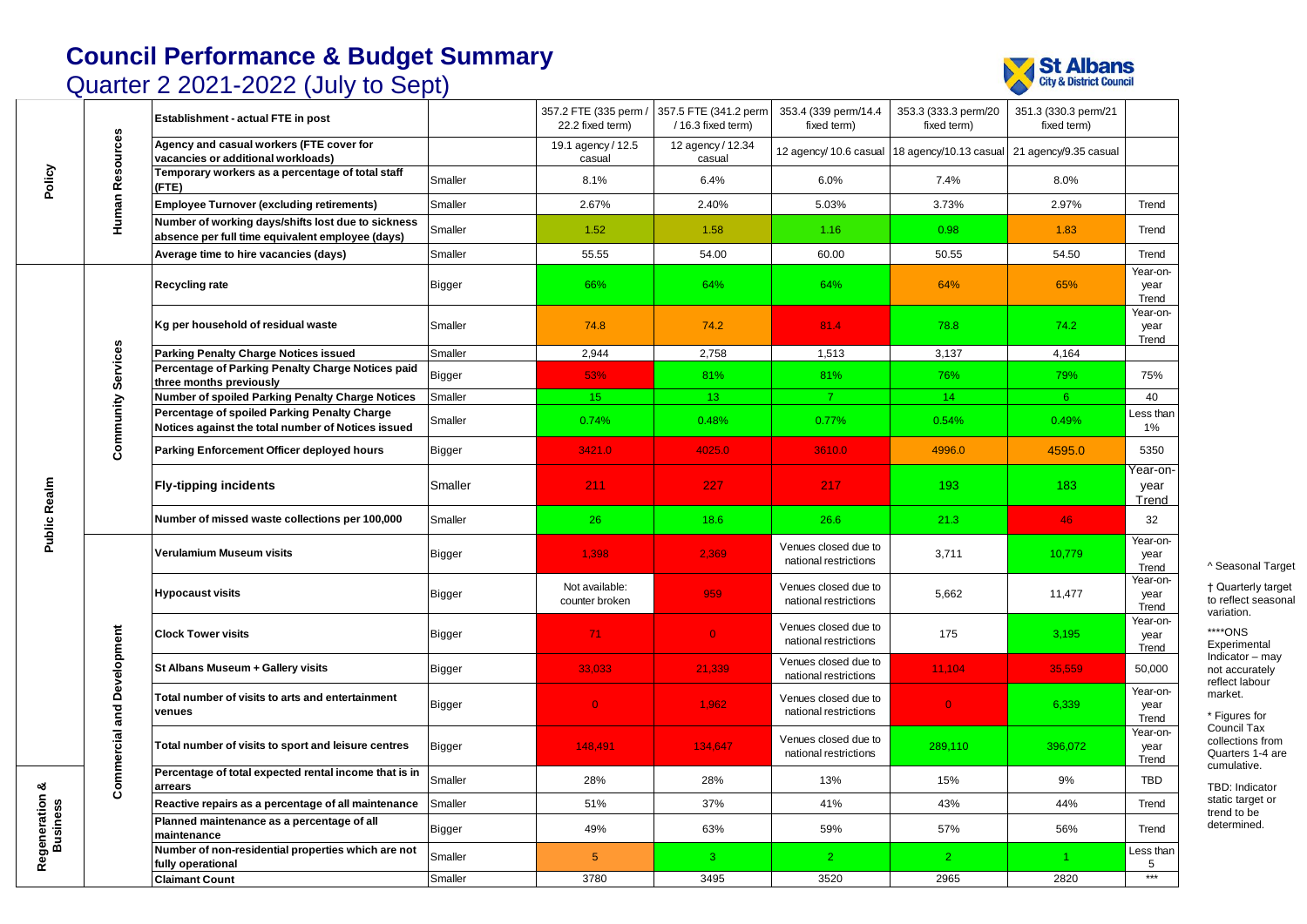# Council Performance & Budget Summary

## Quarter 2 2021-2022 (July to Sept)

| Area | Service | Indicator | Better if | | | | | | Target |
|---|---|---|---|---|---|---|---|---|---|
| Policy | Human Resources | Establishment - actual FTE in post | | 357.2 FTE (335 perm / 22.2 fixed term) | 357.5 FTE (341.2 perm / 16.3 fixed term) | 353.4 (339 perm/14.4 fixed term) | 353.3 (333.3 perm/20 fixed term) | 351.3 (330.3 perm/21 fixed term) | |
| | | Agency and casual workers (FTE cover for vacancies or additional workloads) | | 19.1 agency / 12.5 casual | 12 agency / 12.34 casual | 12 agency/ 10.6 casual | 18 agency/10.13 casual | 21 agency/9.35 casual | |
| | | Temporary workers as a percentage of total staff (FTE) | Smaller | 8.1% | 6.4% | 6.0% | 7.4% | 8.0% | |
| | | Employee Turnover (excluding retirements) | Smaller | 2.67% | 2.40% | 5.03% | 3.73% | 2.97% | Trend |
| | | Number of working days/shifts lost due to sickness absence per full time equivalent employee (days) | Smaller | 1.52 | 1.58 | 1.16 | 0.98 | 1.83 | Trend |
| | | Average time to hire vacancies (days) | Smaller | 55.55 | 54.00 | 60.00 | 50.55 | 54.50 | Trend |
| Public Realm | Community Services | Recycling rate | Bigger | 66% | 64% | 64% | 64% | 65% | Year-on-year Trend |
| | | Kg per household of residual waste | Smaller | 74.8 | 74.2 | 81.4 | 78.8 | 74.2 | Year-on-year Trend |
| | | Parking Penalty Charge Notices issued | Smaller | 2,944 | 2,758 | 1,513 | 3,137 | 4,164 | |
| | | Percentage of Parking Penalty Charge Notices paid three months previously | Bigger | 53% | 81% | 81% | 76% | 79% | 75% |
| | | Number of spoiled Parking Penalty Charge Notices | Smaller | 15 | 13 | 7 | 14 | 6 | 40 |
| | | Percentage of spoiled Parking Penalty Charge Notices against the total number of Notices issued | Smaller | 0.74% | 0.48% | 0.77% | 0.54% | 0.49% | Less than 1% |
| | | Parking Enforcement Officer deployed hours | Bigger | 3421.0 | 4025.0 | 3610.0 | 4996.0 | 4595.0 | 5350 |
| | | Fly-tipping incidents | Smaller | 211 | 227 | 217 | 193 | 183 | Year-on-year Trend |
| | | Number of missed waste collections per 100,000 | Smaller | 26 | 18.6 | 26.6 | 21.3 | 46 | 32 |
| | Commercial and Development | Verulamium Museum visits | Bigger | 1,398 | 2,369 | Venues closed due to national restrictions | 3,711 | 10,779 | Year-on-year Trend |
| | | Hypocaust visits | Bigger | Not available: counter broken | 959 | Venues closed due to national restrictions | 5,662 | 11,477 | Year-on-year Trend |
| | | Clock Tower visits | Bigger | 71 | 0 | Venues closed due to national restrictions | 175 | 3,195 | Year-on-year Trend |
| | | St Albans Museum + Gallery visits | Bigger | 33,033 | 21,339 | Venues closed due to national restrictions | 11,104 | 35,559 | 50,000 |
| | | Total number of visits to arts and entertainment venues | Bigger | 0 | 1,962 | Venues closed due to national restrictions | 0 | 6,339 | Year-on-year Trend |
| | | Total number of visits to sport and leisure centres | Bigger | 148,491 | 134,647 | Venues closed due to national restrictions | 289,110 | 396,072 | Year-on-year Trend |
| Regeneration & Business | | Percentage of total expected rental income that is in arrears | Smaller | 28% | 28% | 13% | 15% | 9% | TBD |
| | | Reactive repairs as a percentage of all maintenance | Smaller | 51% | 37% | 41% | 43% | 44% | Trend |
| | | Planned maintenance as a percentage of all maintenance | Bigger | 49% | 63% | 59% | 57% | 56% | Trend |
| | | Number of non-residential properties which are not fully operational | Smaller | 5 | 3 | 2 | 2 | 1 | Less than 5 |
| | | Claimant Count | Smaller | 3780 | 3495 | 3520 | 2965 | 2820 | *** |

^ Seasonal Target

† Quarterly target to reflect seasonal variation.

****ONS Experimental Indicator – may not accurately reflect labour market.

* Figures for Council Tax collections from Quarters 1-4 are cumulative.

TBD: Indicator static target or trend to be determined.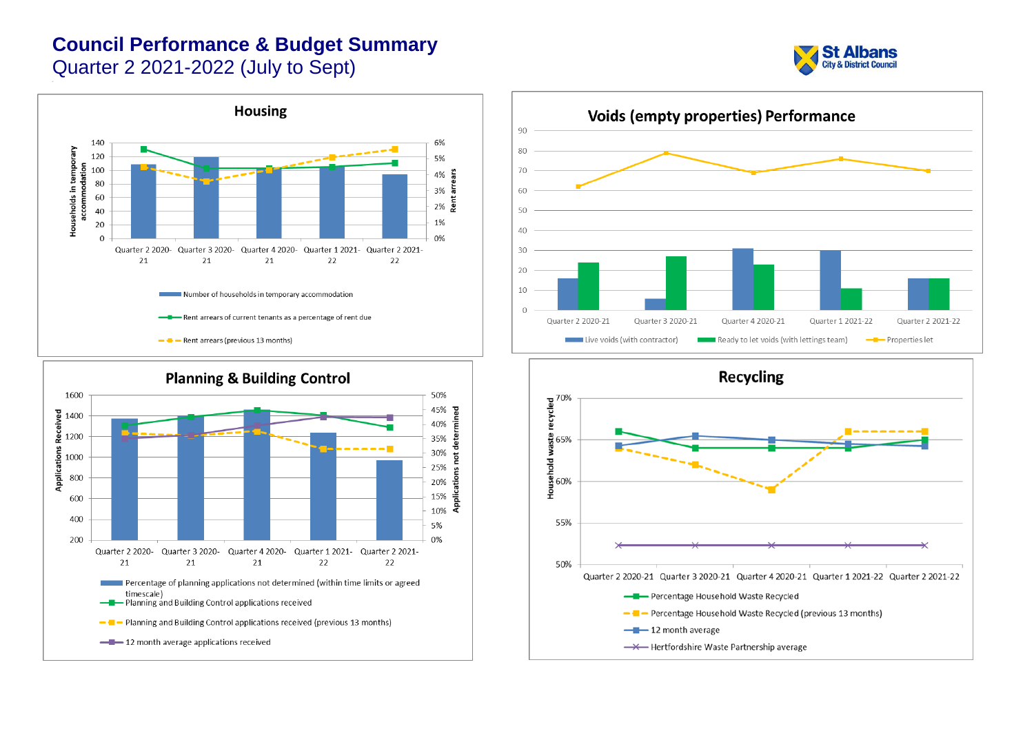# Council Performance & Budget Summary

Quarter 2 2021-2022 (July to Sept)

St Albans City & District Council

## Housing

Households in temporary accommodation: 0, 20, 40, 60, 80, 100, 120, 140

Rent arrears: 0%, 1%, 2%, 3%, 4%, 5%, 6%

Quarter 2 2020-21 | Quarter 3 2020-21 | Quarter 4 2020-21 | Quarter 1 2021-22 | Quarter 2 2021-22

- Number of households in temporary accommodation
- Rent arrears of current tenants as a percentage of rent due
- Rent arrears (previous 13 months)

## Voids (empty properties) Performance

0, 10, 20, 30, 40, 50, 60, 70, 80, 90

Quarter 2 2020-21 | Quarter 3 2020-21 | Quarter 4 2020-21 | Quarter 1 2021-22 | Quarter 2 2021-22

- Live voids (with contractor)
- Ready to let voids (with lettings team)
- Properties let

## Planning & Building Control

Applications Received: 200, 400, 600, 800, 1000, 1200, 1400, 1600

Applications not determined: 0%, 5%, 10%, 15%, 20%, 25%, 30%, 35%, 40%, 45%, 50%

Quarter 2 2020-21 | Quarter 3 2020-21 | Quarter 4 2020-21 | Quarter 1 2021-22 | Quarter 2 2021-22

- Percentage of planning applications not determined (within time limits or agreed timescale)
- Planning and Building Control applications received
- Planning and Building Control applications received (previous 13 months)
- 12 month average applications received

## Recycling

Household waste recycled: 50%, 55%, 60%, 65%, 70%

Quarter 2 2020-21 | Quarter 3 2020-21 | Quarter 4 2020-21 | Quarter 1 2021-22 | Quarter 2 2021-22

- Percentage Household Waste Recycled
- Percentage Household Waste Recycled (previous 13 months)
- 12 month average
- Hertfordshire Waste Partnership average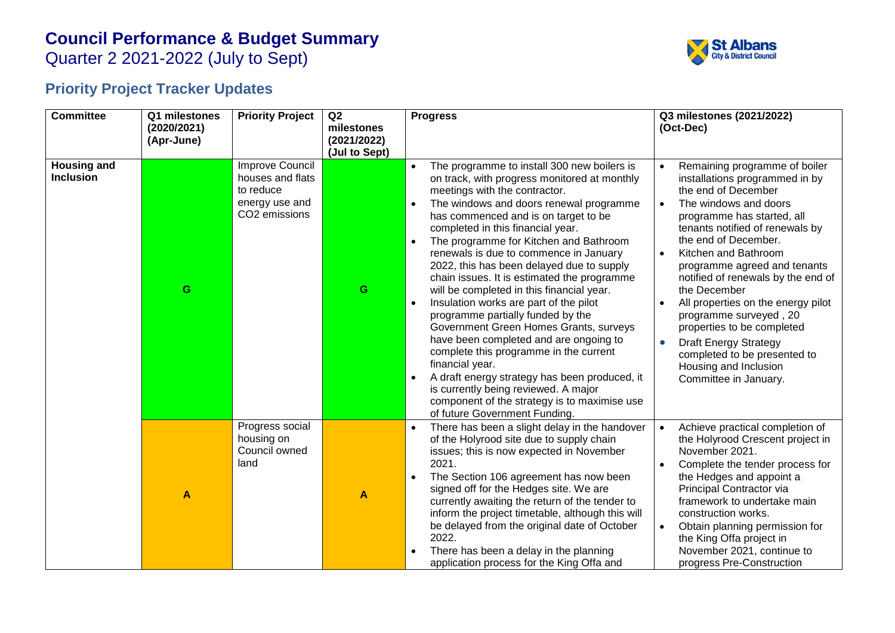# Council Performance & Budget Summary

Quarter 2 2021-2022 (July to Sept)

## Priority Project Tracker Updates

| Committee | Q1 milestones (2020/2021) (Apr-June) | Priority Project | Q2 milestones (2021/2022) (Jul to Sept) | Progress | Q3 milestones (2021/2022) (Oct-Dec) |
|---|---|---|---|---|---|
| **Housing and Inclusion** | G | Improve Council houses and flats to reduce energy use and $CO_2$ emissions | G | • The programme to install 300 new boilers is on track, with progress monitored at monthly meetings with the contractor.<br>• The windows and doors renewal programme has commenced and is on target to be completed in this financial year.<br>• The programme for Kitchen and Bathroom renewals is due to commence in January 2022, this has been delayed due to supply chain issues. It is estimated the programme will be completed in this financial year.<br>• Insulation works are part of the pilot programme partially funded by the Government Green Homes Grants, surveys have been completed and are ongoing to complete this programme in the current financial year.<br>• A draft energy strategy has been produced, it is currently being reviewed. A major component of the strategy is to maximise use of future Government Funding. | • Remaining programme of boiler installations programmed in by the end of December<br>• The windows and doors programme has started, all tenants notified of renewals by the end of December.<br>• Kitchen and Bathroom programme agreed and tenants notified of renewals by the end of the December<br>• All properties on the energy pilot programme surveyed , 20 properties to be completed<br>• Draft Energy Strategy completed to be presented to Housing and Inclusion Committee in January. |
| | A | Progress social housing on Council owned land | A | • There has been a slight delay in the handover of the Holyrood site due to supply chain issues; this is now expected in November 2021.<br>• The Section 106 agreement has now been signed off for the Hedges site. We are currently awaiting the return of the tender to inform the project timetable, although this will be delayed from the original date of October 2022.<br>• There has been a delay in the planning application process for the King Offa and | • Achieve practical completion of the Holyrood Crescent project in November 2021.<br>• Complete the tender process for the Hedges and appoint a Principal Contractor via framework to undertake main construction works.<br>• Obtain planning permission for the King Offa project in November 2021, continue to progress Pre-Construction |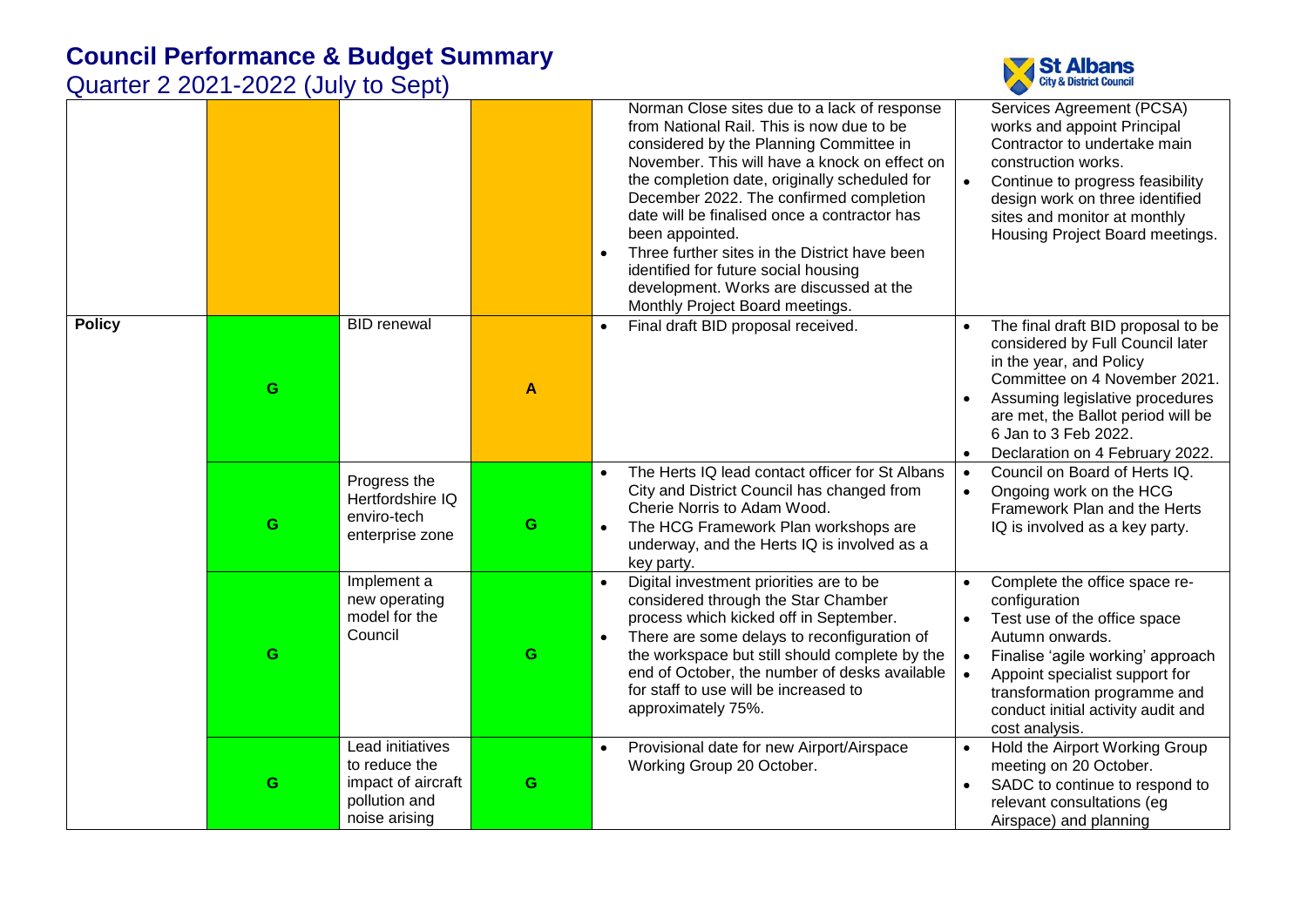# Council Performance & Budget Summary

Quarter 2 2021-2022 (July to Sept)

| | | | | | |
|---|---|---|---|---|---|
| | | | | Norman Close sites due to a lack of response from National Rail. This is now due to be considered by the Planning Committee in November. This will have a knock on effect on the completion date, originally scheduled for December 2022. The confirmed completion date will be finalised once a contractor has been appointed.<br>• Three further sites in the District have been identified for future social housing development. Works are discussed at the Monthly Project Board meetings. | Services Agreement (PCSA) works and appoint Principal Contractor to undertake main construction works.<br>• Continue to progress feasibility design work on three identified sites and monitor at monthly Housing Project Board meetings. |
| **Policy** | G | BID renewal | A | • Final draft BID proposal received. | • The final draft BID proposal to be considered by Full Council later in the year, and Policy Committee on 4 November 2021.<br>• Assuming legislative procedures are met, the Ballot period will be 6 Jan to 3 Feb 2022.<br>• Declaration on 4 February 2022. |
| | G | Progress the Hertfordshire IQ enviro-tech enterprise zone | G | • The Herts IQ lead contact officer for St Albans City and District Council has changed from Cherie Norris to Adam Wood.<br>• The HCG Framework Plan workshops are underway, and the Herts IQ is involved as a key party. | • Council on Board of Herts IQ.<br>• Ongoing work on the HCG Framework Plan and the Herts IQ is involved as a key party. |
| | G | Implement a new operating model for the Council | G | • Digital investment priorities are to be considered through the Star Chamber process which kicked off in September.<br>• There are some delays to reconfiguration of the workspace but still should complete by the end of October, the number of desks available for staff to use will be increased to approximately 75%. | • Complete the office space re-configuration<br>• Test use of the office space Autumn onwards.<br>• Finalise 'agile working' approach<br>• Appoint specialist support for transformation programme and conduct initial activity audit and cost analysis. |
| | G | Lead initiatives to reduce the impact of aircraft pollution and noise arising | G | • Provisional date for new Airport/Airspace Working Group 20 October. | • Hold the Airport Working Group meeting on 20 October.<br>• SADC to continue to respond to relevant consultations (eg Airspace) and planning |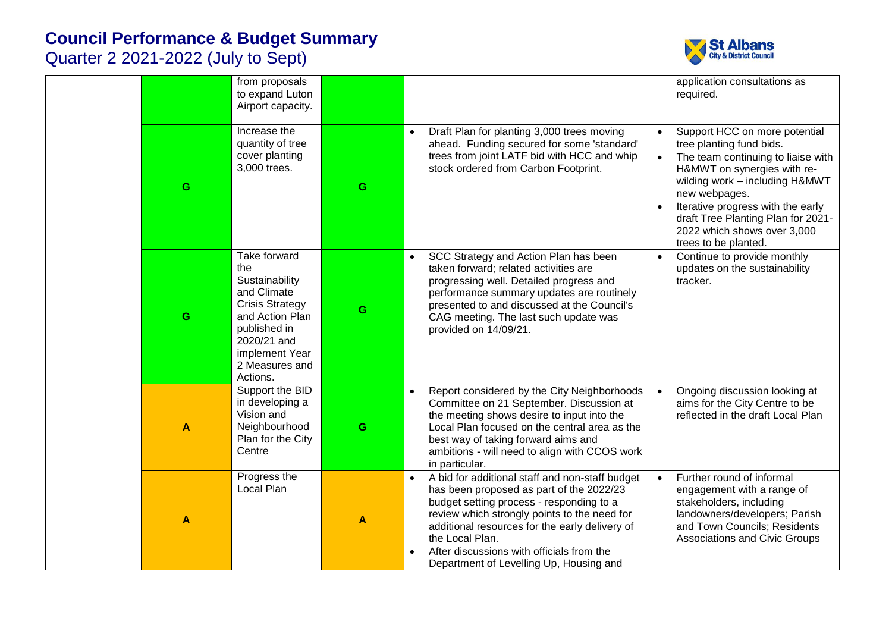# Council Performance & Budget Summary
## Quarter 2 2021-2022 (July to Sept)

| | | | | | |
|---|---|---|---|---|---|
| | | from proposals to expand Luton Airport capacity. | | | application consultations as required. |
| | G | Increase the quantity of tree cover planting 3,000 trees. | G | • Draft Plan for planting 3,000 trees moving ahead. Funding secured for some 'standard' trees from joint LATF bid with HCC and whip stock ordered from Carbon Footprint. | • Support HCC on more potential tree planting fund bids.<br>• The team continuing to liaise with H&MWT on synergies with re-wilding work – including H&MWT new webpages.<br>• Iterative progress with the early draft Tree Planting Plan for 2021-2022 which shows over 3,000 trees to be planted. |
| | G | Take forward the Sustainability and Climate Crisis Strategy and Action Plan published in 2020/21 and implement Year 2 Measures and Actions. | G | • SCC Strategy and Action Plan has been taken forward; related activities are progressing well. Detailed progress and performance summary updates are routinely presented to and discussed at the Council's CAG meeting. The last such update was provided on 14/09/21. | • Continue to provide monthly updates on the sustainability tracker. |
| | A | Support the BID in developing a Vision and Neighbourhood Plan for the City Centre | G | • Report considered by the City Neighborhoods Committee on 21 September. Discussion at the meeting shows desire to input into the Local Plan focused on the central area as the best way of taking forward aims and ambitions - will need to align with CCOS work in particular. | • Ongoing discussion looking at aims for the City Centre to be reflected in the draft Local Plan |
| | A | Progress the Local Plan | A | • A bid for additional staff and non-staff budget has been proposed as part of the 2022/23 budget setting process - responding to a review which strongly points to the need for additional resources for the early delivery of the Local Plan.<br>• After discussions with officials from the Department of Levelling Up, Housing and | • Further round of informal engagement with a range of stakeholders, including landowners/developers; Parish and Town Councils; Residents Associations and Civic Groups |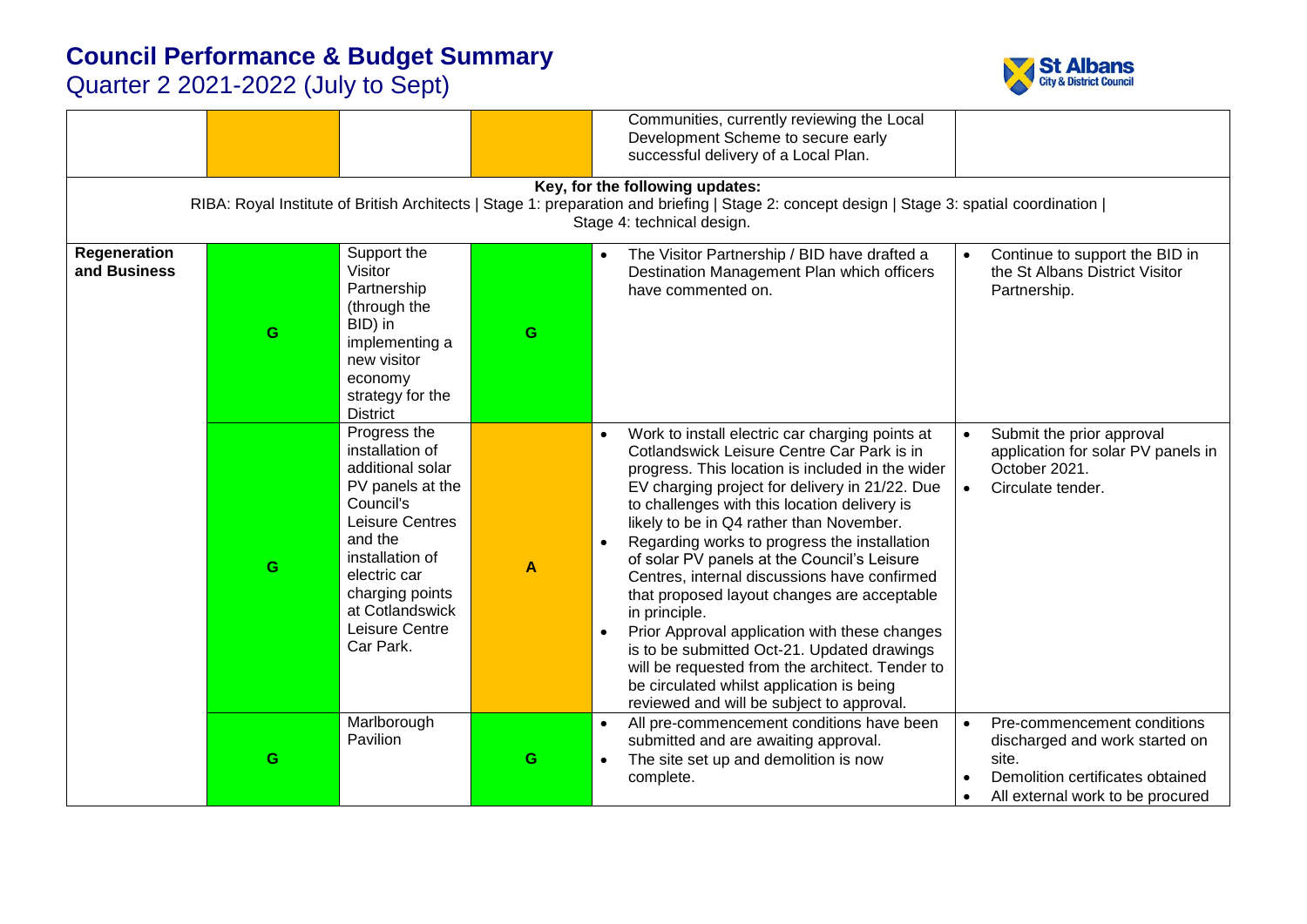# Council Performance & Budget Summary

Quarter 2 2021-2022 (July to Sept)

| | | | | | |
|---|---|---|---|---|---|
| | | | | Communities, currently reviewing the Local Development Scheme to secure early successful delivery of a Local Plan. | |
| **Key, for the following updates:** RIBA: Royal Institute of British Architects \| Stage 1: preparation and briefing \| Stage 2: concept design \| Stage 3: spatial coordination \| Stage 4: technical design. | | | | | |
| **Regeneration and Business** | G | Support the Visitor Partnership (through the BID) in implementing a new visitor economy strategy for the District | G | • The Visitor Partnership / BID have drafted a Destination Management Plan which officers have commented on. | • Continue to support the BID in the St Albans District Visitor Partnership. |
| | G | Progress the installation of additional solar PV panels at the Council's Leisure Centres and the installation of electric car charging points at Cotlandswick Leisure Centre Car Park. | A | • Work to install electric car charging points at Cotlandswick Leisure Centre Car Park is in progress. This location is included in the wider EV charging project for delivery in 21/22. Due to challenges with this location delivery is likely to be in Q4 rather than November.<br>• Regarding works to progress the installation of solar PV panels at the Council's Leisure Centres, internal discussions have confirmed that proposed layout changes are acceptable in principle.<br>• Prior Approval application with these changes is to be submitted Oct-21. Updated drawings will be requested from the architect. Tender to be circulated whilst application is being reviewed and will be subject to approval. | • Submit the prior approval application for solar PV panels in October 2021.<br>• Circulate tender. |
| | G | Marlborough Pavilion | G | • All pre-commencement conditions have been submitted and are awaiting approval.<br>• The site set up and demolition is now complete. | • Pre-commencement conditions discharged and work started on site.<br>• Demolition certificates obtained<br>• All external work to be procured |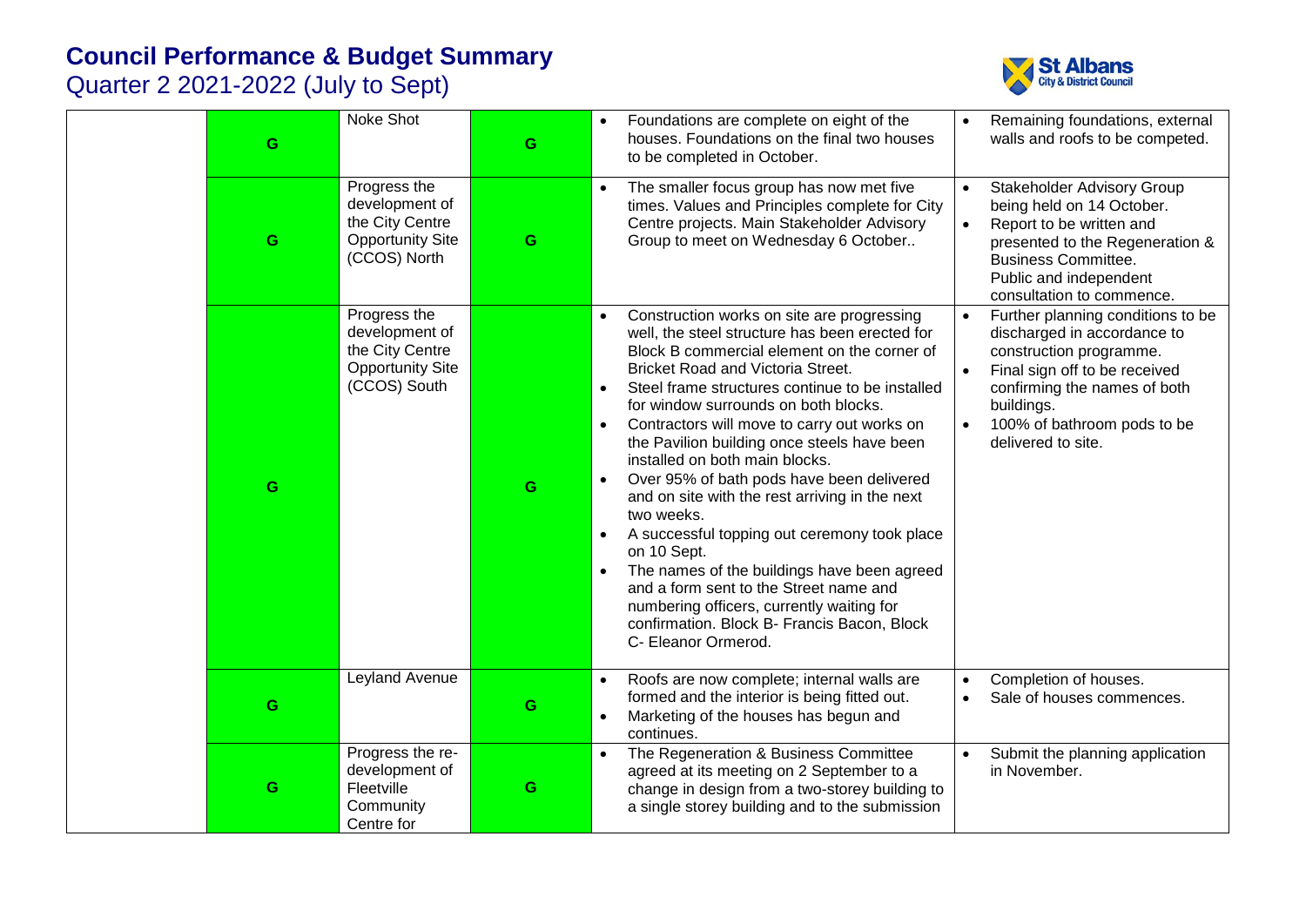# Council Performance & Budget Summary

Quarter 2 2021-2022 (July to Sept)

| | | | | | |
|---|---|---|---|---|---|
| | G | Noke Shot | G | • Foundations are complete on eight of the houses. Foundations on the final two houses to be completed in October. | • Remaining foundations, external walls and roofs to be competed. |
| | G | Progress the development of the City Centre Opportunity Site (CCOS) North | G | • The smaller focus group has now met five times. Values and Principles complete for City Centre projects. Main Stakeholder Advisory Group to meet on Wednesday 6 October.. | • Stakeholder Advisory Group being held on 14 October.<br>• Report to be written and presented to the Regeneration & Business Committee. Public and independent consultation to commence. |
| | G | Progress the development of the City Centre Opportunity Site (CCOS) South | G | • Construction works on site are progressing well, the steel structure has been erected for Block B commercial element on the corner of Bricket Road and Victoria Street.<br>• Steel frame structures continue to be installed for window surrounds on both blocks.<br>• Contractors will move to carry out works on the Pavilion building once steels have been installed on both main blocks.<br>• Over 95% of bath pods have been delivered and on site with the rest arriving in the next two weeks.<br>• A successful topping out ceremony took place on 10 Sept.<br>• The names of the buildings have been agreed and a form sent to the Street name and numbering officers, currently waiting for confirmation. Block B- Francis Bacon, Block C- Eleanor Ormerod. | • Further planning conditions to be discharged in accordance to construction programme.<br>• Final sign off to be received confirming the names of both buildings.<br>• 100% of bathroom pods to be delivered to site. |
| | G | Leyland Avenue | G | • Roofs are now complete; internal walls are formed and the interior is being fitted out.<br>• Marketing of the houses has begun and continues. | • Completion of houses.<br>• Sale of houses commences. |
| | G | Progress the re-development of Fleetville Community Centre for | G | • The Regeneration & Business Committee agreed at its meeting on 2 September to a change in design from a two-storey building to a single storey building and to the submission | • Submit the planning application in November. |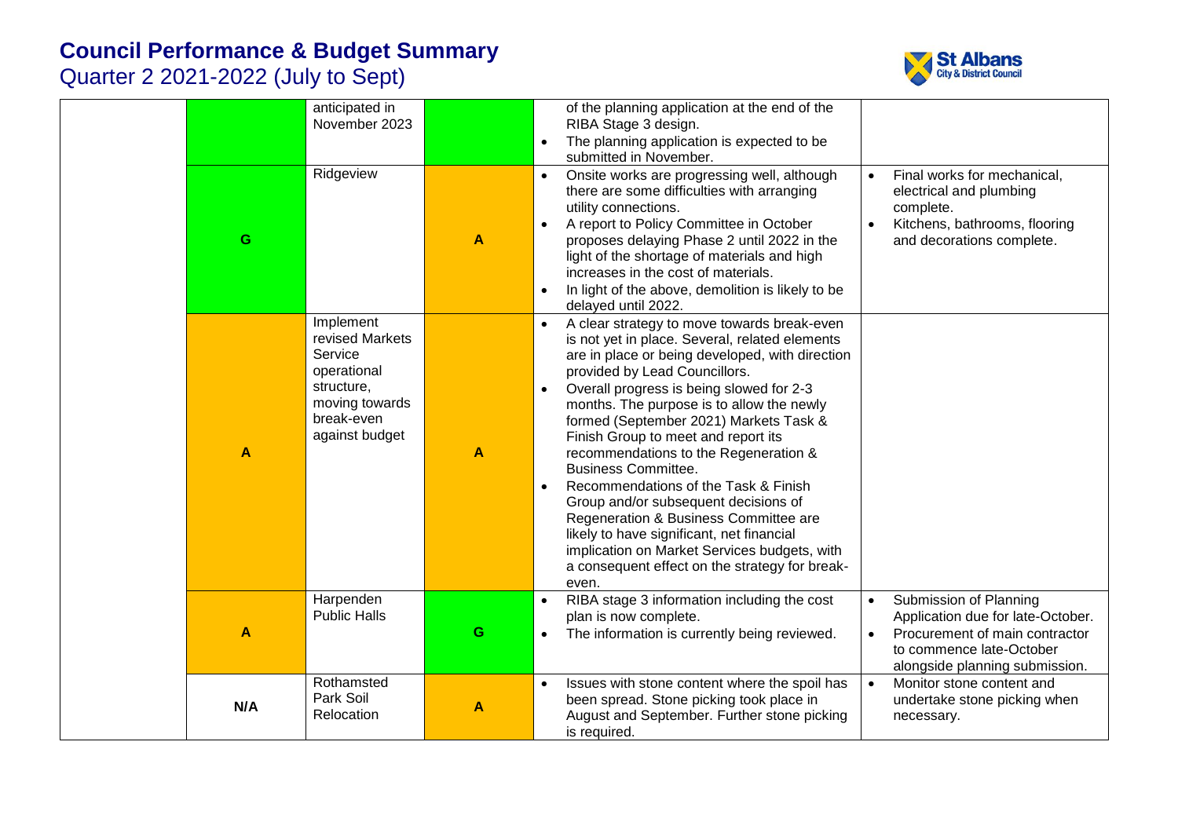# Council Performance & Budget Summary

Quarter 2 2021-2022 (July to Sept)

| | | | | | |
|---|---|---|---|---|---|
| | | anticipated in November 2023 | | • of the planning application at the end of the RIBA Stage 3 design.<br>• The planning application is expected to be submitted in November. | |
| | G | Ridgeview | A | • Onsite works are progressing well, although there are some difficulties with arranging utility connections.<br>• A report to Policy Committee in October proposes delaying Phase 2 until 2022 in the light of the shortage of materials and high increases in the cost of materials.<br>• In light of the above, demolition is likely to be delayed until 2022. | • Final works for mechanical, electrical and plumbing complete.<br>• Kitchens, bathrooms, flooring and decorations complete. |
| | A | Implement revised Markets Service operational structure, moving towards break-even against budget | A | • A clear strategy to move towards break-even is not yet in place. Several, related elements are in place or being developed, with direction provided by Lead Councillors.<br>• Overall progress is being slowed for 2-3 months. The purpose is to allow the newly formed (September 2021) Markets Task & Finish Group to meet and report its recommendations to the Regeneration & Business Committee.<br>• Recommendations of the Task & Finish Group and/or subsequent decisions of Regeneration & Business Committee are likely to have significant, net financial implication on Market Services budgets, with a consequent effect on the strategy for break-even. | |
| | A | Harpenden Public Halls | G | • RIBA stage 3 information including the cost plan is now complete.<br>• The information is currently being reviewed. | • Submission of Planning Application due for late-October.<br>• Procurement of main contractor to commence late-October alongside planning submission. |
| | N/A | Rothamsted Park Soil Relocation | A | • Issues with stone content where the spoil has been spread. Stone picking took place in August and September. Further stone picking is required. | • Monitor stone content and undertake stone picking when necessary. |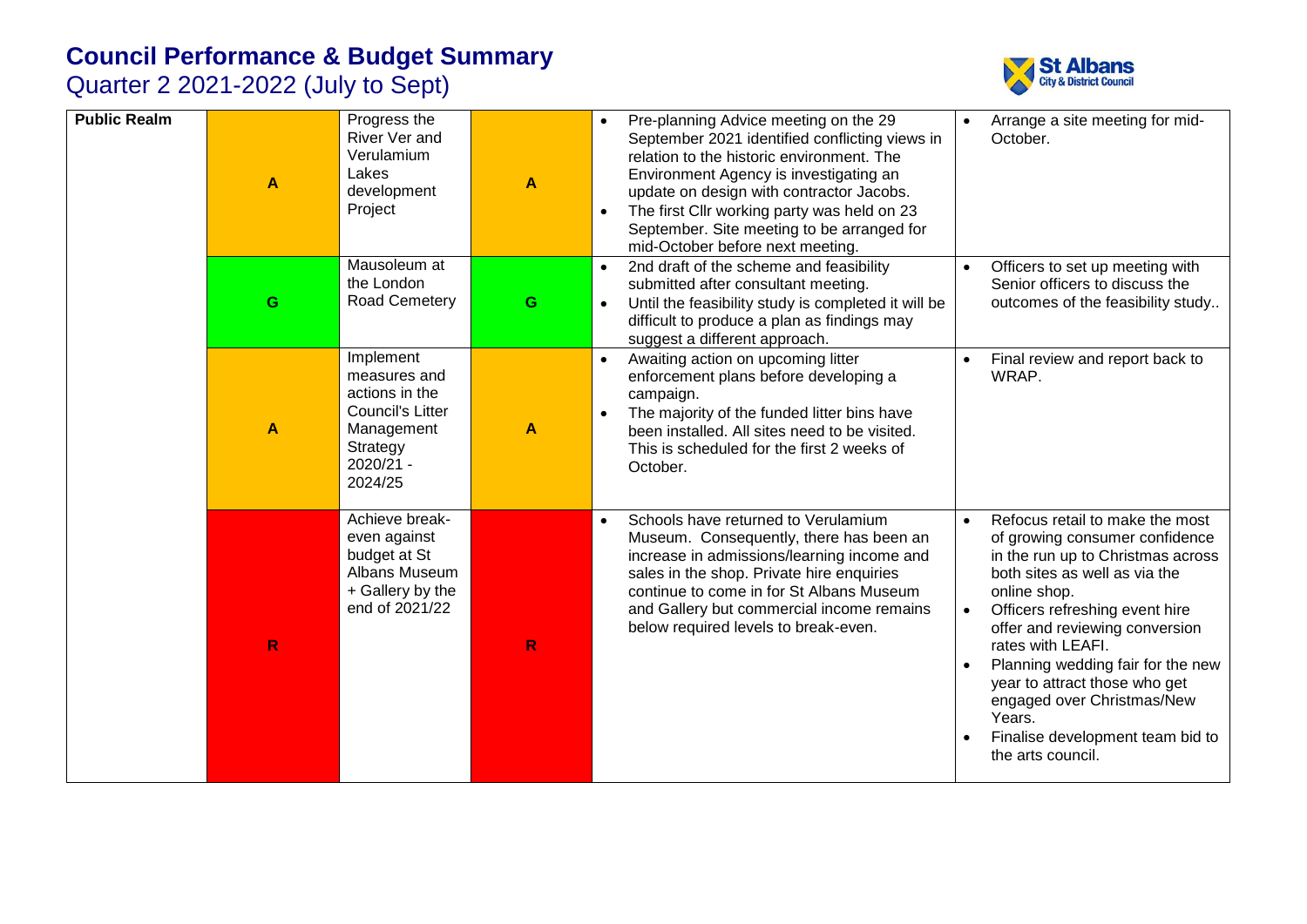# Council Performance & Budget Summary

Quarter 2 2021-2022 (July to Sept)

| | | | | | |
|---|---|---|---|---|---|
| **Public Realm** | A | Progress the River Ver and Verulamium Lakes development Project | A | • Pre-planning Advice meeting on the 29 September 2021 identified conflicting views in relation to the historic environment. The Environment Agency is investigating an update on design with contractor Jacobs.<br>• The first Cllr working party was held on 23 September. Site meeting to be arranged for mid-October before next meeting. | • Arrange a site meeting for mid-October. |
| | G | Mausoleum at the London Road Cemetery | G | • 2nd draft of the scheme and feasibility submitted after consultant meeting.<br>• Until the feasibility study is completed it will be difficult to produce a plan as findings may suggest a different approach. | • Officers to set up meeting with Senior officers to discuss the outcomes of the feasibility study.. |
| | A | Implement measures and actions in the Council's Litter Management Strategy 2020/21 - 2024/25 | A | • Awaiting action on upcoming litter enforcement plans before developing a campaign.<br>• The majority of the funded litter bins have been installed. All sites need to be visited. This is scheduled for the first 2 weeks of October. | • Final review and report back to WRAP. |
| | R | Achieve break-even against budget at St Albans Museum + Gallery by the end of 2021/22 | R | • Schools have returned to Verulamium Museum. Consequently, there has been an increase in admissions/learning income and sales in the shop. Private hire enquiries continue to come in for St Albans Museum and Gallery but commercial income remains below required levels to break-even. | • Refocus retail to make the most of growing consumer confidence in the run up to Christmas across both sites as well as via the online shop.<br>• Officers refreshing event hire offer and reviewing conversion rates with LEAFI.<br>• Planning wedding fair for the new year to attract those who get engaged over Christmas/New Years.<br>• Finalise development team bid to the arts council. |